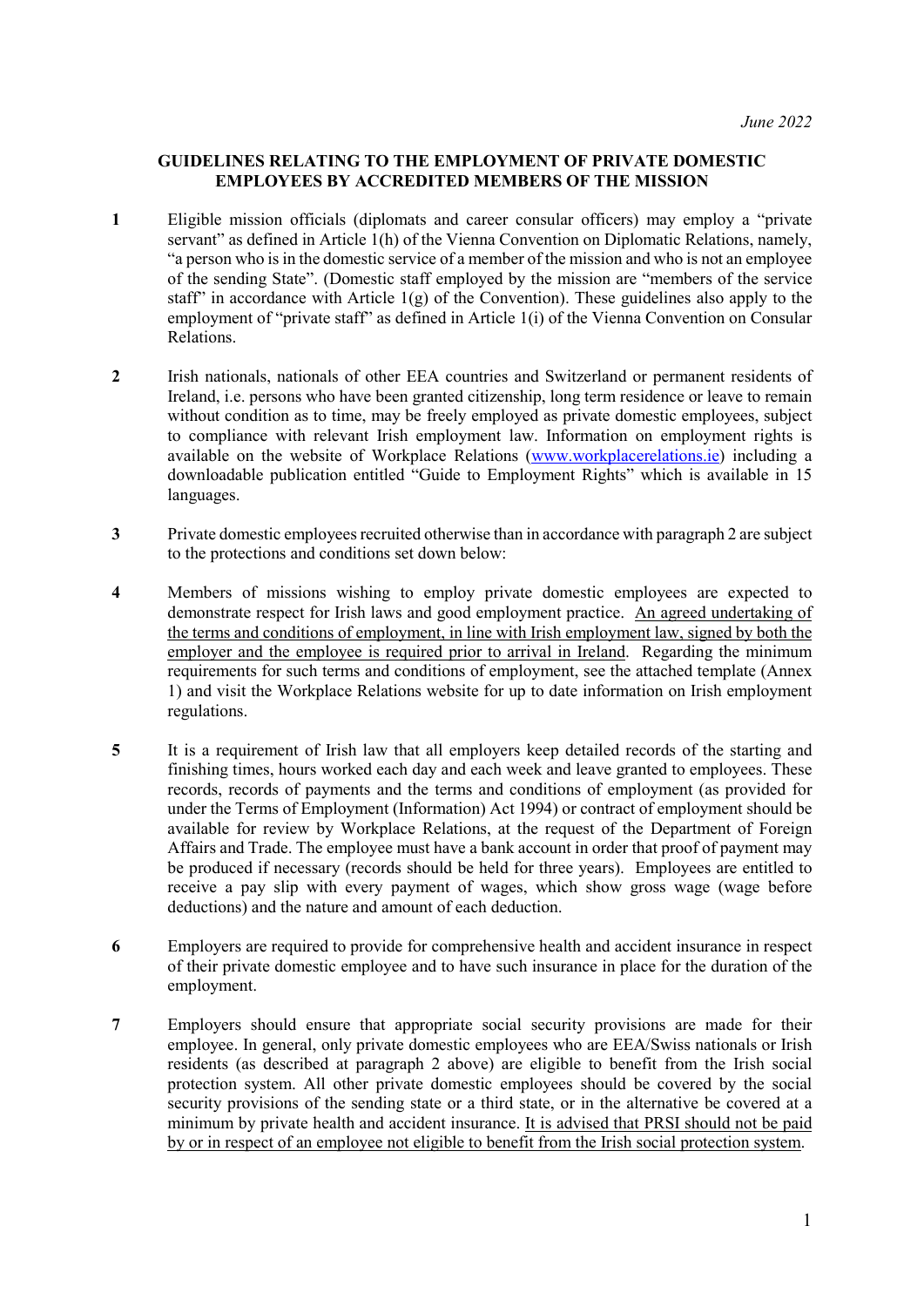*June 2022*

**GUIDELINES RELATING TO THE EMPLOYMENT OF PRIVATE DOMESTIC EMPLOYEES BY ACCREDITED MEMBERS OF THE MISSION**

**1** Eligible mission officials (diplomats and career consular officers) may employ a "private servant" as defined in Article 1(h) of the Vienna Convention on Diplomatic Relations, namely, "a person who is in the domestic service of a member of the mission and who is not an employee of the sending State". (Domestic staff employed by the mission are "members of the service staff" in accordance with Article 1(g) of the Convention). These guidelines also apply to the employment of "private staff" as defined in Article 1(i) of the Vienna Convention on Consular Relations.

**2** Irish nationals, nationals of other EEA countries and Switzerland or permanent residents of Ireland, i.e. persons who have been granted citizenship, long term residence or leave to remain without condition as to time, may be freely employed as private domestic employees, subject to compliance with relevant Irish employment law. Information on employment rights is available on the website of Workplace Relations ([www.workplacerelations.ie](http://www.workplacerelations.ie)) including a downloadable publication entitled "Guide to Employment Rights" which is available in 15 languages.

**3** Private domestic employees recruited otherwise than in accordance with paragraph 2 are subject to the protections and conditions set down below:

**4** Members of missions wishing to employ private domestic employees are expected to demonstrate respect for Irish laws and good employment practice. <u>An agreed undertaking of the terms and conditions of employment, in line with Irish employment law, signed by both the employer and the employee is required prior to arrival in Ireland</u>. Regarding the minimum requirements for such terms and conditions of employment, see the attached template (Annex 1) and visit the Workplace Relations website for up to date information on Irish employment regulations.

**5** It is a requirement of Irish law that all employers keep detailed records of the starting and finishing times, hours worked each day and each week and leave granted to employees. These records, records of payments and the terms and conditions of employment (as provided for under the Terms of Employment (Information) Act 1994) or contract of employment should be available for review by Workplace Relations, at the request of the Department of Foreign Affairs and Trade. The employee must have a bank account in order that proof of payment may be produced if necessary (records should be held for three years). Employees are entitled to receive a pay slip with every payment of wages, which show gross wage (wage before deductions) and the nature and amount of each deduction.

**6** Employers are required to provide for comprehensive health and accident insurance in respect of their private domestic employee and to have such insurance in place for the duration of the employment.

**7** Employers should ensure that appropriate social security provisions are made for their employee. In general, only private domestic employees who are EEA/Swiss nationals or Irish residents (as described at paragraph 2 above) are eligible to benefit from the Irish social protection system. All other private domestic employees should be covered by the social security provisions of the sending state or a third state, or in the alternative be covered at a minimum by private health and accident insurance. <u>It is advised that PRSI should not be paid by or in respect of an employee not eligible to benefit from the Irish social protection system</u>.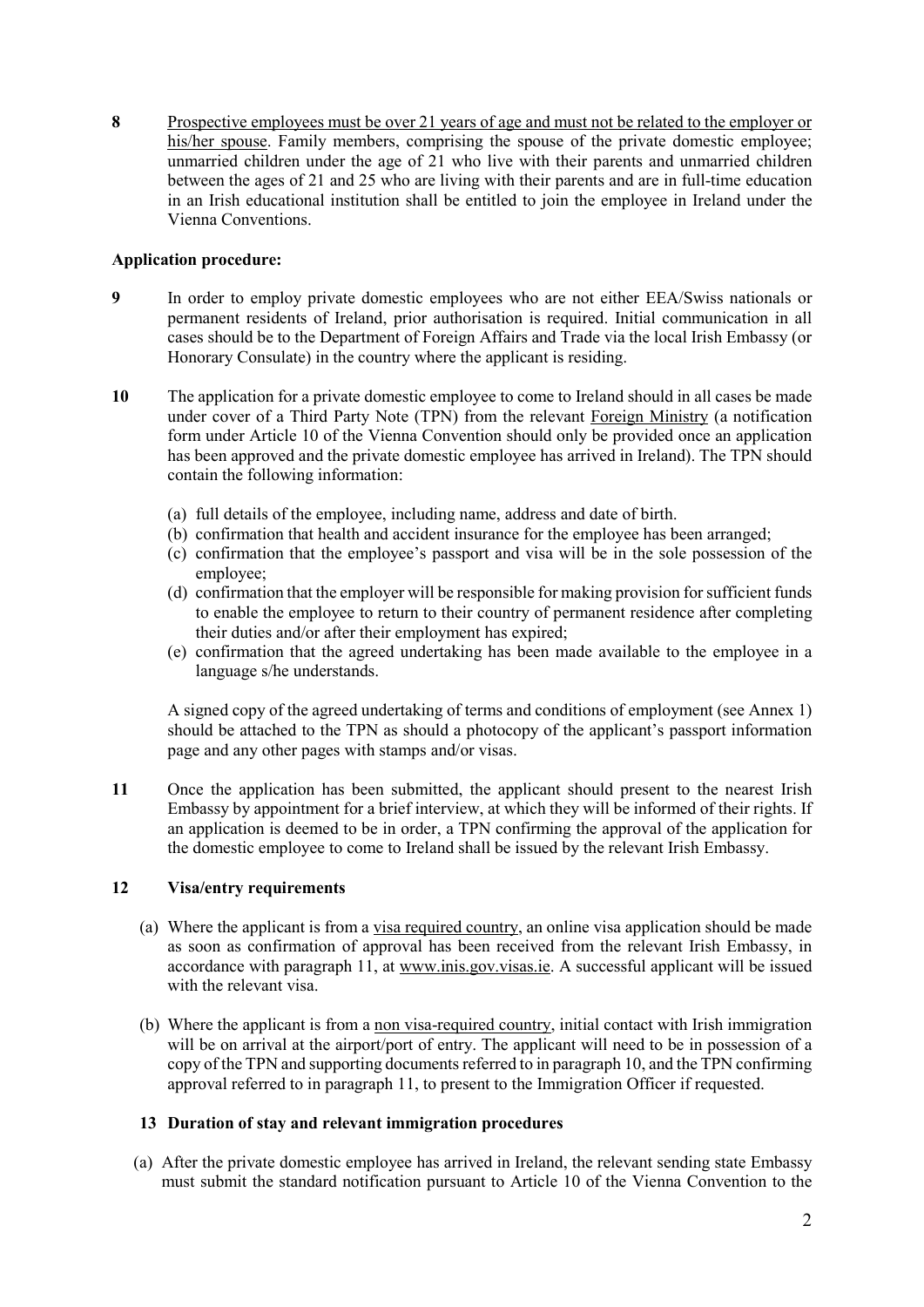**8** <u>Prospective employees must be over 21 years of age and must not be related to the employer or his/her spouse</u>. Family members, comprising the spouse of the private domestic employee; unmarried children under the age of 21 who live with their parents and unmarried children between the ages of 21 and 25 who are living with their parents and are in full-time education in an Irish educational institution shall be entitled to join the employee in Ireland under the Vienna Conventions.

**Application procedure:**

**9** In order to employ private domestic employees who are not either EEA/Swiss nationals or permanent residents of Ireland, prior authorisation is required. Initial communication in all cases should be to the Department of Foreign Affairs and Trade via the local Irish Embassy (or Honorary Consulate) in the country where the applicant is residing.

**10** The application for a private domestic employee to come to Ireland should in all cases be made under cover of a Third Party Note (TPN) from the relevant <u>Foreign Ministry</u> (a notification form under Article 10 of the Vienna Convention should only be provided once an application has been approved and the private domestic employee has arrived in Ireland). The TPN should contain the following information:

(a) full details of the employee, including name, address and date of birth.
(b) confirmation that health and accident insurance for the employee has been arranged;
(c) confirmation that the employee's passport and visa will be in the sole possession of the employee;
(d) confirmation that the employer will be responsible for making provision for sufficient funds to enable the employee to return to their country of permanent residence after completing their duties and/or after their employment has expired;
(e) confirmation that the agreed undertaking has been made available to the employee in a language s/he understands.

A signed copy of the agreed undertaking of terms and conditions of employment (see Annex 1) should be attached to the TPN as should a photocopy of the applicant's passport information page and any other pages with stamps and/or visas.

**11** Once the application has been submitted, the applicant should present to the nearest Irish Embassy by appointment for a brief interview, at which they will be informed of their rights. If an application is deemed to be in order, a TPN confirming the approval of the application for the domestic employee to come to Ireland shall be issued by the relevant Irish Embassy.

**12 Visa/entry requirements**

(a) Where the applicant is from a <u>visa required country</u>, an online visa application should be made as soon as confirmation of approval has been received from the relevant Irish Embassy, in accordance with paragraph 11, at <u>www.inis.gov.visas.ie</u>. A successful applicant will be issued with the relevant visa.

(b) Where the applicant is from a <u>non visa-required country</u>, initial contact with Irish immigration will be on arrival at the airport/port of entry. The applicant will need to be in possession of a copy of the TPN and supporting documents referred to in paragraph 10, and the TPN confirming approval referred to in paragraph 11, to present to the Immigration Officer if requested.

**13 Duration of stay and relevant immigration procedures**

(a) After the private domestic employee has arrived in Ireland, the relevant sending state Embassy must submit the standard notification pursuant to Article 10 of the Vienna Convention to the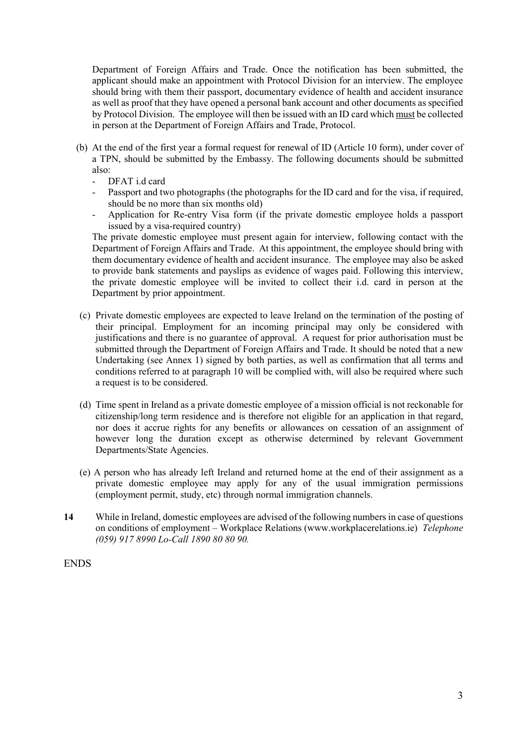Department of Foreign Affairs and Trade. Once the notification has been submitted, the applicant should make an appointment with Protocol Division for an interview. The employee should bring with them their passport, documentary evidence of health and accident insurance as well as proof that they have opened a personal bank account and other documents as specified by Protocol Division. The employee will then be issued with an ID card which <u>must</u> be collected in person at the Department of Foreign Affairs and Trade, Protocol.

(b) At the end of the first year a formal request for renewal of ID (Article 10 form), under cover of a TPN, should be submitted by the Embassy. The following documents should be submitted also:

- DFAT i.d card
- Passport and two photographs (the photographs for the ID card and for the visa, if required, should be no more than six months old)
- Application for Re-entry Visa form (if the private domestic employee holds a passport issued by a visa-required country)

The private domestic employee must present again for interview, following contact with the Department of Foreign Affairs and Trade. At this appointment, the employee should bring with them documentary evidence of health and accident insurance. The employee may also be asked to provide bank statements and payslips as evidence of wages paid. Following this interview, the private domestic employee will be invited to collect their i.d. card in person at the Department by prior appointment.

(c) Private domestic employees are expected to leave Ireland on the termination of the posting of their principal. Employment for an incoming principal may only be considered with justifications and there is no guarantee of approval. A request for prior authorisation must be submitted through the Department of Foreign Affairs and Trade. It should be noted that a new Undertaking (see Annex 1) signed by both parties, as well as confirmation that all terms and conditions referred to at paragraph 10 will be complied with, will also be required where such a request is to be considered.

(d) Time spent in Ireland as a private domestic employee of a mission official is not reckonable for citizenship/long term residence and is therefore not eligible for an application in that regard, nor does it accrue rights for any benefits or allowances on cessation of an assignment of however long the duration except as otherwise determined by relevant Government Departments/State Agencies.

(e) A person who has already left Ireland and returned home at the end of their assignment as a private domestic employee may apply for any of the usual immigration permissions (employment permit, study, etc) through normal immigration channels.

**14** While in Ireland, domestic employees are advised of the following numbers in case of questions on conditions of employment – Workplace Relations (www.workplacerelations.ie) *Telephone (059) 917 8990 Lo-Call 1890 80 80 90.*

ENDS